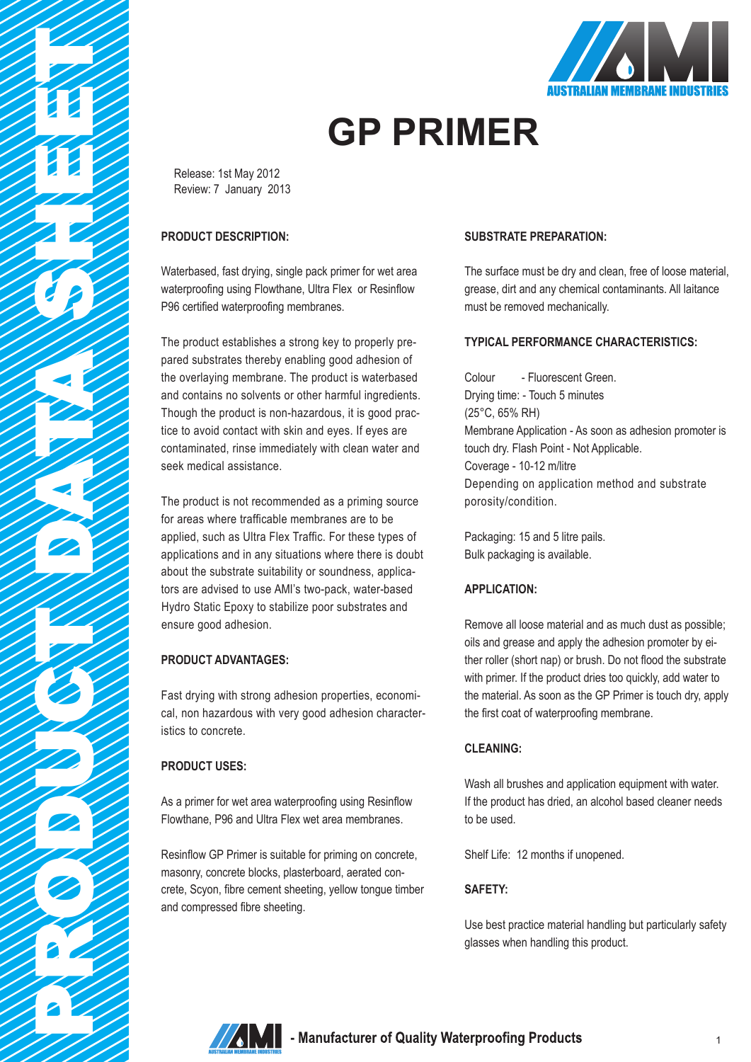# GP PRIMER

Release: 1st May 2012
Review: 7 January 2013

## PRODUCT DESCRIPTION:

Waterbased, fast drying, single pack primer for wet area waterproofing using Flowthane, Ultra Flex or Resinflow P96 certified waterproofing membranes.

The product establishes a strong key to properly prepared substrates thereby enabling good adhesion of the overlaying membrane. The product is waterbased and contains no solvents or other harmful ingredients. Though the product is non-hazardous, it is good practice to avoid contact with skin and eyes. If eyes are contaminated, rinse immediately with clean water and seek medical assistance.

The product is not recommended as a priming source for areas where trafficable membranes are to be applied, such as Ultra Flex Traffic. For these types of applications and in any situations where there is doubt about the substrate suitability or soundness, applicators are advised to use AMI's two-pack, water-based Hydro Static Epoxy to stabilize poor substrates and ensure good adhesion.

## PRODUCT ADVANTAGES:

Fast drying with strong adhesion properties, economical, non hazardous with very good adhesion characteristics to concrete.

## PRODUCT USES:

As a primer for wet area waterproofing using Resinflow Flowthane, P96 and Ultra Flex wet area membranes.

Resinflow GP Primer is suitable for priming on concrete, masonry, concrete blocks, plasterboard, aerated concrete, Scyon, fibre cement sheeting, yellow tongue timber and compressed fibre sheeting.

## SUBSTRATE PREPARATION:

The surface must be dry and clean, free of loose material, grease, dirt and any chemical contaminants. All laitance must be removed mechanically.

## TYPICAL PERFORMANCE CHARACTERISTICS:

Colour - Fluorescent Green.
Drying time: - Touch 5 minutes
(25°C, 65% RH)
Membrane Application - As soon as adhesion promoter is touch dry. Flash Point - Not Applicable.
Coverage - 10-12 m/litre
Depending on application method and substrate porosity/condition.

Packaging: 15 and 5 litre pails.
Bulk packaging is available.

## APPLICATION:

Remove all loose material and as much dust as possible; oils and grease and apply the adhesion promoter by either roller (short nap) or brush. Do not flood the substrate with primer. If the product dries too quickly, add water to the material. As soon as the GP Primer is touch dry, apply the first coat of waterproofing membrane.

## CLEANING:

Wash all brushes and application equipment with water. If the product has dried, an alcohol based cleaner needs to be used.

Shelf Life: 12 months if unopened.

## SAFETY:

Use best practice material handling but particularly safety glasses when handling this product.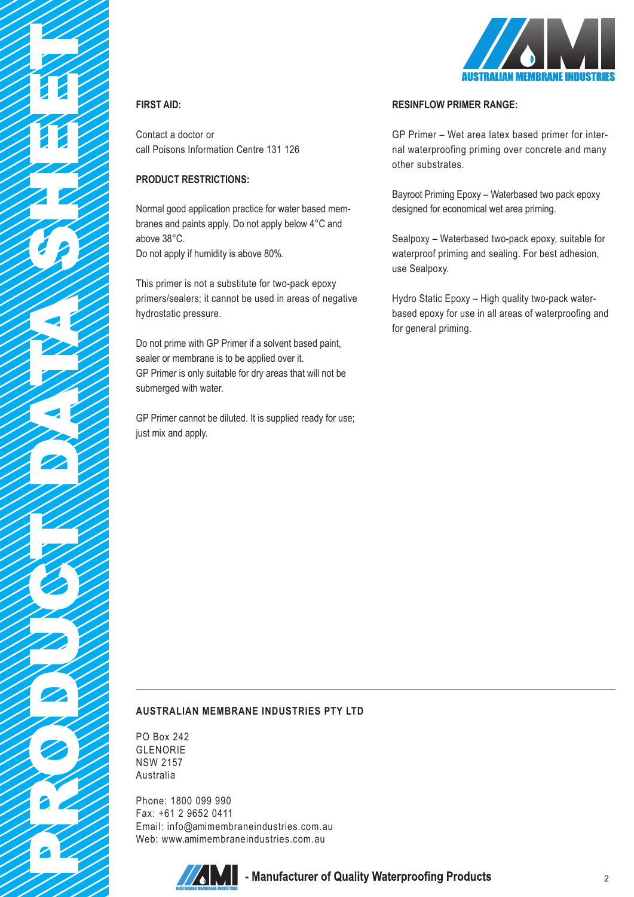## FIRST AID:

Contact a doctor or
call Poisons Information Centre 131 126

## PRODUCT RESTRICTIONS:

Normal good application practice for water based membranes and paints apply. Do not apply below 4°C and above 38°C.
Do not apply if humidity is above 80%.

This primer is not a substitute for two-pack epoxy primers/sealers; it cannot be used in areas of negative hydrostatic pressure.

Do not prime with GP Primer if a solvent based paint, sealer or membrane is to be applied over it.
GP Primer is only suitable for dry areas that will not be submerged with water.

GP Primer cannot be diluted. It is supplied ready for use; just mix and apply.

## RESINFLOW PRIMER RANGE:

GP Primer – Wet area latex based primer for internal waterproofing priming over concrete and many other substrates.

Bayroot Priming Epoxy – Waterbased two pack epoxy designed for economical wet area priming.

Sealpoxy – Waterbased two-pack epoxy, suitable for waterproof priming and sealing. For best adhesion, use Sealpoxy.

Hydro Static Epoxy – High quality two-pack waterbased epoxy for use in all areas of waterproofing and for general priming.

---

## AUSTRALIAN MEMBRANE INDUSTRIES PTY LTD

PO Box 242
GLENORIE
NSW 2157
Australia

Phone: 1800 099 990
Fax: +61 2 9652 0411
Email: info@amimembraneindustries.com.au
Web: www.amimembraneindustries.com.au

- Manufacturer of Quality Waterproofing Products